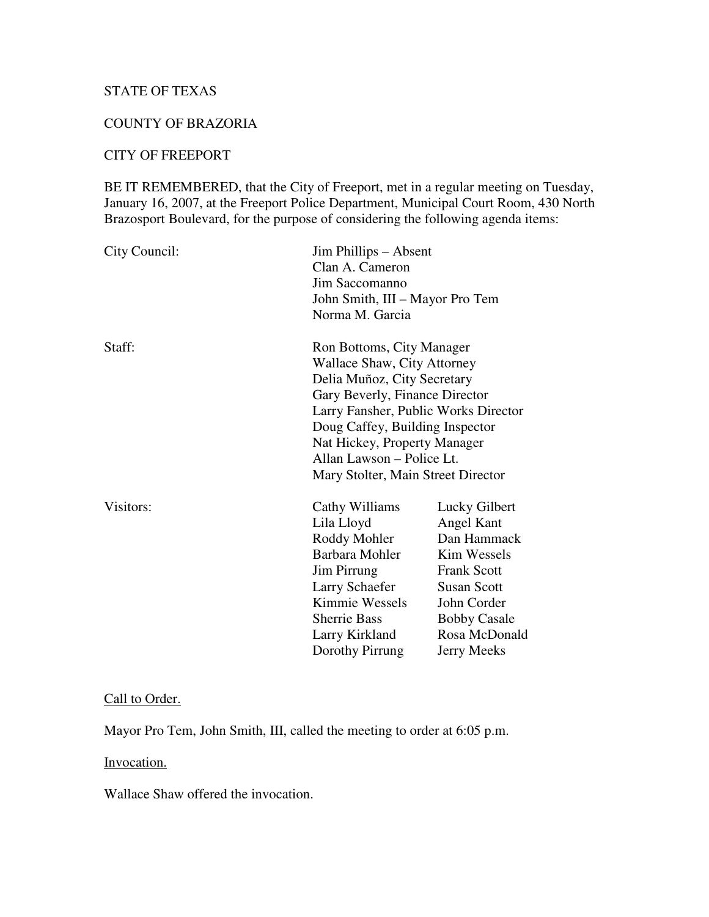STATE OF TEXAS

COUNTY OF BRAZORIA

CITY OF FREEPORT

BE IT REMEMBERED, that the City of Freeport, met in a regular meeting on Tuesday, January 16, 2007, at the Freeport Police Department, Municipal Court Room, 430 North Brazosport Boulevard, for the purpose of considering the following agenda items:

| | | |
|---|---|---|
| City Council: | Jim Phillips – Absent | |
| | Clan A. Cameron | |
| | Jim Saccomanno | |
| | John Smith, III – Mayor Pro Tem | |
| | Norma M. Garcia | |
| Staff: | Ron Bottoms, City Manager | |
| | Wallace Shaw, City Attorney | |
| | Delia Muñoz, City Secretary | |
| | Gary Beverly, Finance Director | |
| | Larry Fansher, Public Works Director | |
| | Doug Caffey, Building Inspector | |
| | Nat Hickey, Property Manager | |
| | Allan Lawson – Police Lt. | |
| | Mary Stolter, Main Street Director | |
| Visitors: | Cathy Williams | Lucky Gilbert |
| | Lila Lloyd | Angel Kant |
| | Roddy Mohler | Dan Hammack |
| | Barbara Mohler | Kim Wessels |
| | Jim Pirrung | Frank Scott |
| | Larry Schaefer | Susan Scott |
| | Kimmie Wessels | John Corder |
| | Sherrie Bass | Bobby Casale |
| | Larry Kirkland | Rosa McDonald |
| | Dorothy Pirrung | Jerry Meeks |

Call to Order.

Mayor Pro Tem, John Smith, III, called the meeting to order at 6:05 p.m.

Invocation.

Wallace Shaw offered the invocation.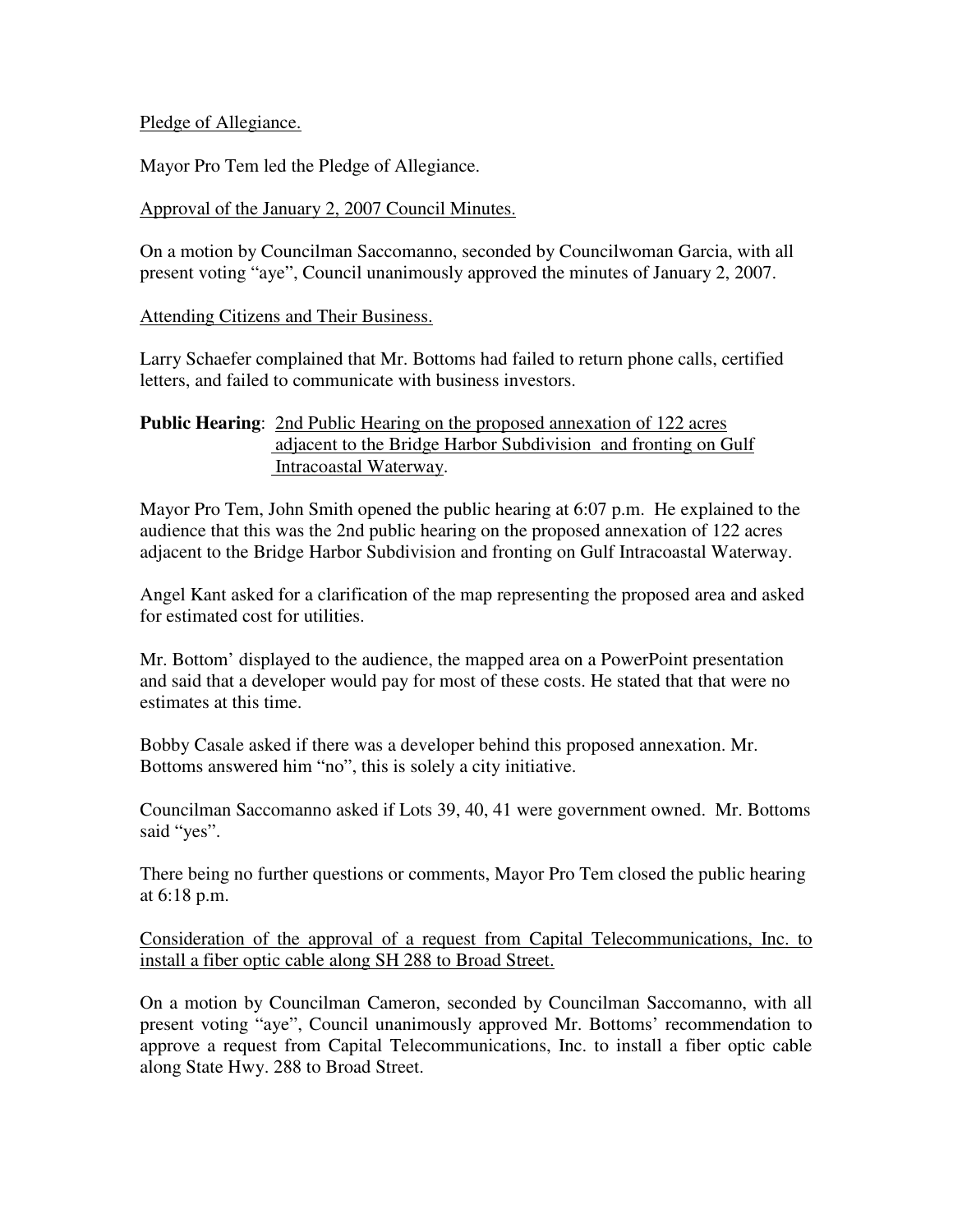Pledge of Allegiance.

Mayor Pro Tem led the Pledge of Allegiance.

Approval of the January 2, 2007 Council Minutes.

On a motion by Councilman Saccomanno, seconded by Councilwoman Garcia, with all present voting "aye", Council unanimously approved the minutes of January 2, 2007.

Attending Citizens and Their Business.

Larry Schaefer complained that Mr. Bottoms had failed to return phone calls, certified letters, and failed to communicate with business investors.

**Public Hearing**: 2nd Public Hearing on the proposed annexation of 122 acres adjacent to the Bridge Harbor Subdivision and fronting on Gulf Intracoastal Waterway.

Mayor Pro Tem, John Smith opened the public hearing at 6:07 p.m. He explained to the audience that this was the 2nd public hearing on the proposed annexation of 122 acres adjacent to the Bridge Harbor Subdivision and fronting on Gulf Intracoastal Waterway.

Angel Kant asked for a clarification of the map representing the proposed area and asked for estimated cost for utilities.

Mr. Bottom' displayed to the audience, the mapped area on a PowerPoint presentation and said that a developer would pay for most of these costs. He stated that that were no estimates at this time.

Bobby Casale asked if there was a developer behind this proposed annexation. Mr. Bottoms answered him "no", this is solely a city initiative.

Councilman Saccomanno asked if Lots 39, 40, 41 were government owned. Mr. Bottoms said "yes".

There being no further questions or comments, Mayor Pro Tem closed the public hearing at 6:18 p.m.

Consideration of the approval of a request from Capital Telecommunications, Inc. to install a fiber optic cable along SH 288 to Broad Street.

On a motion by Councilman Cameron, seconded by Councilman Saccomanno, with all present voting "aye", Council unanimously approved Mr. Bottoms' recommendation to approve a request from Capital Telecommunications, Inc. to install a fiber optic cable along State Hwy. 288 to Broad Street.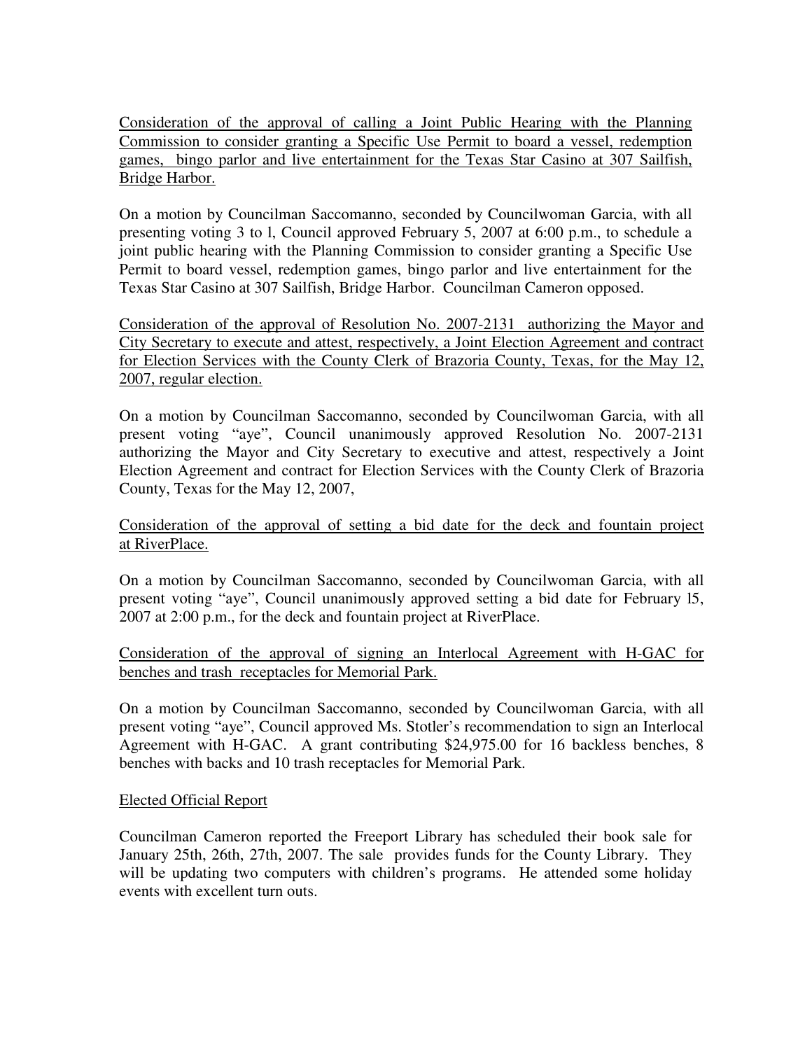<u>Consideration of the approval of calling a Joint Public Hearing with the Planning Commission to consider granting a Specific Use Permit to board a vessel, redemption games, bingo parlor and live entertainment for the Texas Star Casino at 307 Sailfish, Bridge Harbor.</u>

On a motion by Councilman Saccomanno, seconded by Councilwoman Garcia, with all presenting voting 3 to l, Council approved February 5, 2007 at 6:00 p.m., to schedule a joint public hearing with the Planning Commission to consider granting a Specific Use Permit to board vessel, redemption games, bingo parlor and live entertainment for the Texas Star Casino at 307 Sailfish, Bridge Harbor. Councilman Cameron opposed.

<u>Consideration of the approval of Resolution No. 2007-2131 authorizing the Mayor and City Secretary to execute and attest, respectively, a Joint Election Agreement and contract for Election Services with the County Clerk of Brazoria County, Texas, for the May 12, 2007, regular election.</u>

On a motion by Councilman Saccomanno, seconded by Councilwoman Garcia, with all present voting "aye", Council unanimously approved Resolution No. 2007-2131 authorizing the Mayor and City Secretary to executive and attest, respectively a Joint Election Agreement and contract for Election Services with the County Clerk of Brazoria County, Texas for the May 12, 2007,

<u>Consideration of the approval of setting a bid date for the deck and fountain project at RiverPlace.</u>

On a motion by Councilman Saccomanno, seconded by Councilwoman Garcia, with all present voting "aye", Council unanimously approved setting a bid date for February l5, 2007 at 2:00 p.m., for the deck and fountain project at RiverPlace.

<u>Consideration of the approval of signing an Interlocal Agreement with H-GAC for benches and trash receptacles for Memorial Park.</u>

On a motion by Councilman Saccomanno, seconded by Councilwoman Garcia, with all present voting "aye", Council approved Ms. Stotler's recommendation to sign an Interlocal Agreement with H-GAC. A grant contributing $24,975.00 for 16 backless benches, 8 benches with backs and 10 trash receptacles for Memorial Park.

<u>Elected Official Report</u>

Councilman Cameron reported the Freeport Library has scheduled their book sale for January 25th, 26th, 27th, 2007. The sale provides funds for the County Library. They will be updating two computers with children's programs. He attended some holiday events with excellent turn outs.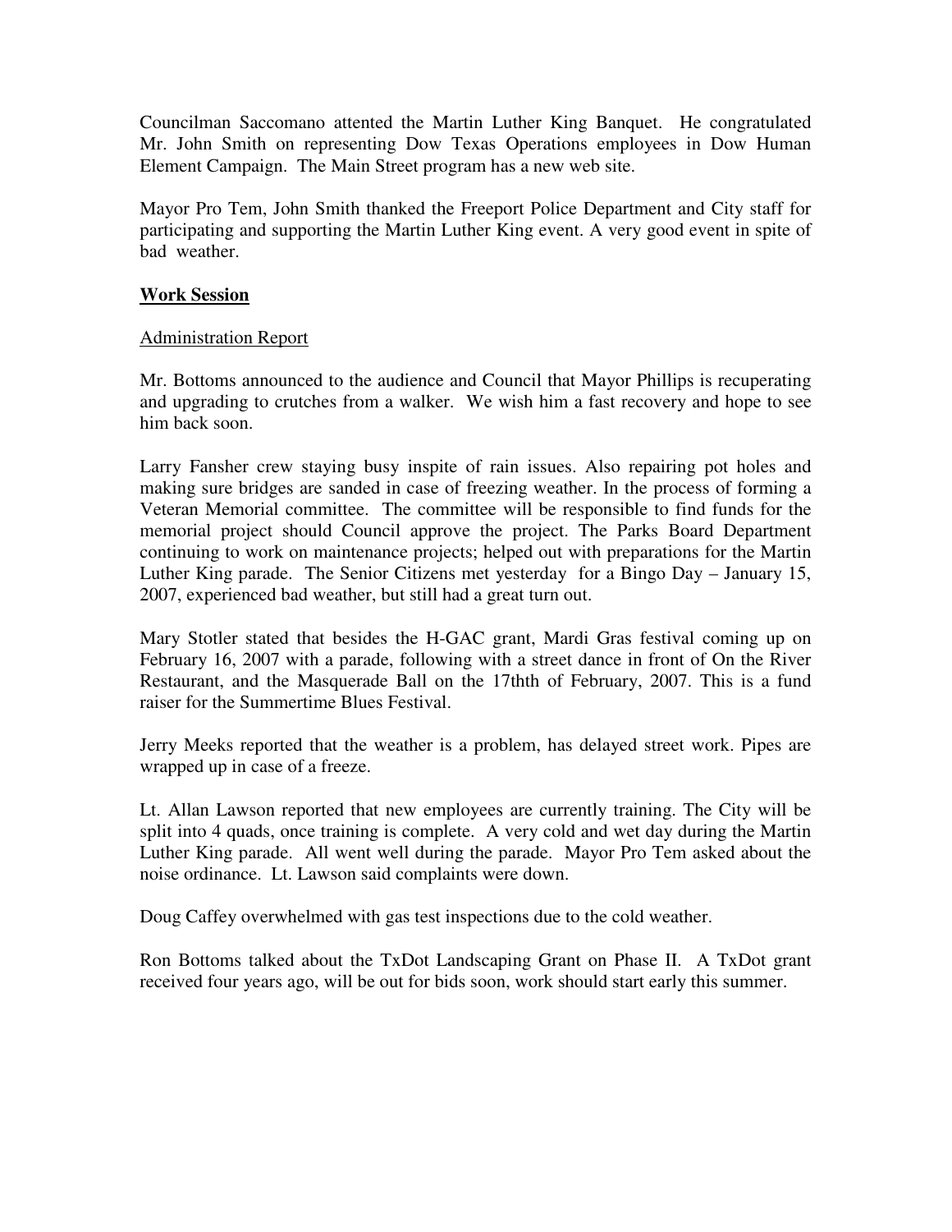Councilman Saccomano attented the Martin Luther King Banquet. He congratulated Mr. John Smith on representing Dow Texas Operations employees in Dow Human Element Campaign. The Main Street program has a new web site.

Mayor Pro Tem, John Smith thanked the Freeport Police Department and City staff for participating and supporting the Martin Luther King event. A very good event in spite of bad weather.

**Work Session**

Administration Report

Mr. Bottoms announced to the audience and Council that Mayor Phillips is recuperating and upgrading to crutches from a walker. We wish him a fast recovery and hope to see him back soon.

Larry Fansher crew staying busy inspite of rain issues. Also repairing pot holes and making sure bridges are sanded in case of freezing weather. In the process of forming a Veteran Memorial committee. The committee will be responsible to find funds for the memorial project should Council approve the project. The Parks Board Department continuing to work on maintenance projects; helped out with preparations for the Martin Luther King parade. The Senior Citizens met yesterday for a Bingo Day – January 15, 2007, experienced bad weather, but still had a great turn out.

Mary Stotler stated that besides the H-GAC grant, Mardi Gras festival coming up on February 16, 2007 with a parade, following with a street dance in front of On the River Restaurant, and the Masquerade Ball on the 17thth of February, 2007. This is a fund raiser for the Summertime Blues Festival.

Jerry Meeks reported that the weather is a problem, has delayed street work. Pipes are wrapped up in case of a freeze.

Lt. Allan Lawson reported that new employees are currently training. The City will be split into 4 quads, once training is complete. A very cold and wet day during the Martin Luther King parade. All went well during the parade. Mayor Pro Tem asked about the noise ordinance. Lt. Lawson said complaints were down.

Doug Caffey overwhelmed with gas test inspections due to the cold weather.

Ron Bottoms talked about the TxDot Landscaping Grant on Phase II. A TxDot grant received four years ago, will be out for bids soon, work should start early this summer.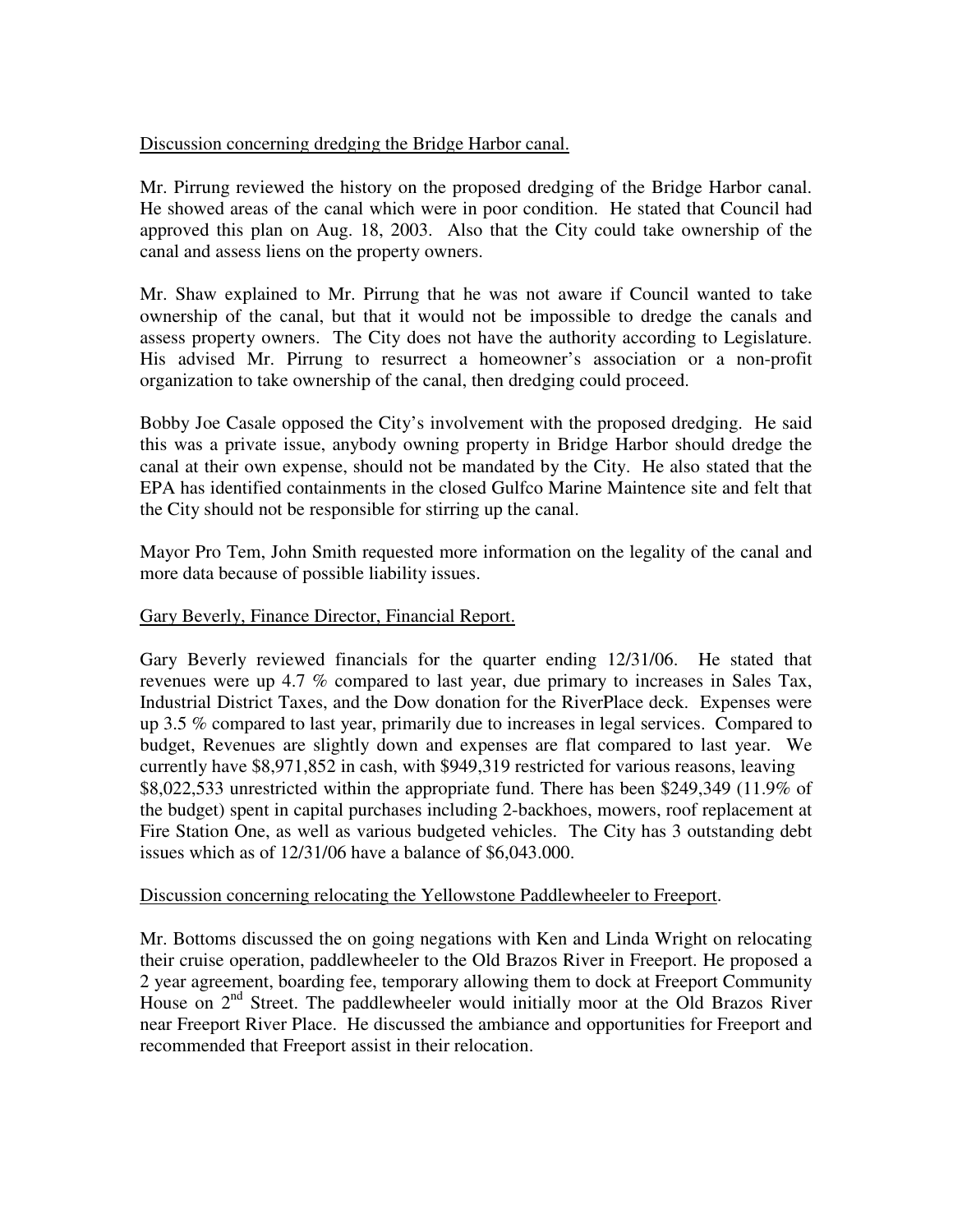Discussion concerning dredging the Bridge Harbor canal.

Mr. Pirrung reviewed the history on the proposed dredging of the Bridge Harbor canal. He showed areas of the canal which were in poor condition. He stated that Council had approved this plan on Aug. 18, 2003. Also that the City could take ownership of the canal and assess liens on the property owners.

Mr. Shaw explained to Mr. Pirrung that he was not aware if Council wanted to take ownership of the canal, but that it would not be impossible to dredge the canals and assess property owners. The City does not have the authority according to Legislature. His advised Mr. Pirrung to resurrect a homeowner's association or a non-profit organization to take ownership of the canal, then dredging could proceed.

Bobby Joe Casale opposed the City's involvement with the proposed dredging. He said this was a private issue, anybody owning property in Bridge Harbor should dredge the canal at their own expense, should not be mandated by the City. He also stated that the EPA has identified containments in the closed Gulfco Marine Maintence site and felt that the City should not be responsible for stirring up the canal.

Mayor Pro Tem, John Smith requested more information on the legality of the canal and more data because of possible liability issues.

Gary Beverly, Finance Director, Financial Report.

Gary Beverly reviewed financials for the quarter ending 12/31/06. He stated that revenues were up 4.7 % compared to last year, due primary to increases in Sales Tax, Industrial District Taxes, and the Dow donation for the RiverPlace deck. Expenses were up 3.5 % compared to last year, primarily due to increases in legal services. Compared to budget, Revenues are slightly down and expenses are flat compared to last year. We currently have $8,971,852 in cash, with $949,319 restricted for various reasons, leaving $8,022,533 unrestricted within the appropriate fund. There has been $249,349 (11.9% of the budget) spent in capital purchases including 2-backhoes, mowers, roof replacement at Fire Station One, as well as various budgeted vehicles. The City has 3 outstanding debt issues which as of 12/31/06 have a balance of $6,043.000.

Discussion concerning relocating the Yellowstone Paddlewheeler to Freeport.

Mr. Bottoms discussed the on going negations with Ken and Linda Wright on relocating their cruise operation, paddlewheeler to the Old Brazos River in Freeport. He proposed a 2 year agreement, boarding fee, temporary allowing them to dock at Freeport Community House on 2nd Street. The paddlewheeler would initially moor at the Old Brazos River near Freeport River Place. He discussed the ambiance and opportunities for Freeport and recommended that Freeport assist in their relocation.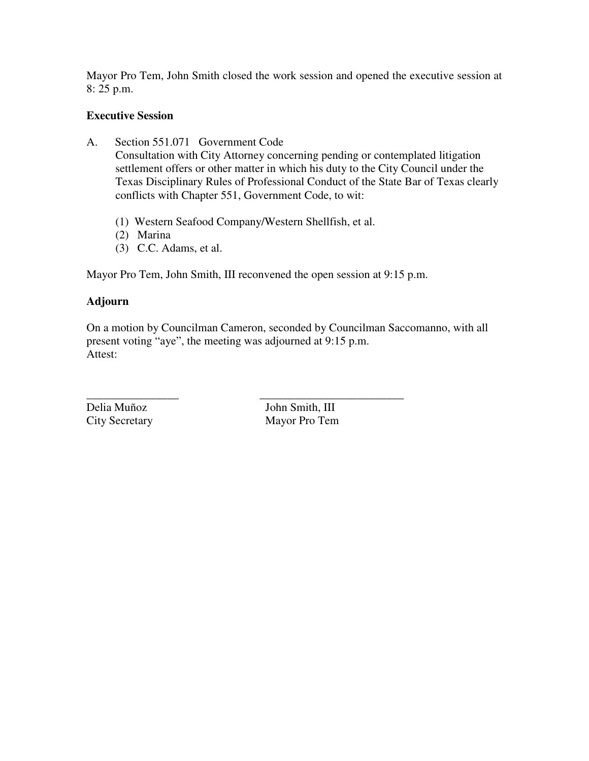Mayor Pro Tem, John Smith closed the work session and opened the executive session at 8: 25 p.m.

**Executive Session**

A. Section 551.071 Government Code
Consultation with City Attorney concerning pending or contemplated litigation settlement offers or other matter in which his duty to the City Council under the Texas Disciplinary Rules of Professional Conduct of the State Bar of Texas clearly conflicts with Chapter 551, Government Code, to wit:

(1) Western Seafood Company/Western Shellfish, et al.
(2) Marina
(3) C.C. Adams, et al.

Mayor Pro Tem, John Smith, III reconvened the open session at 9:15 p.m.

**Adjourn**

On a motion by Councilman Cameron, seconded by Councilman Saccomanno, with all present voting "aye", the meeting was adjourned at 9:15 p.m.
Attest:

\_\_\_\_\_\_\_\_\_\_\_\_\_\_\_\_ \_\_\_\_\_\_\_\_\_\_\_\_\_\_\_\_\_\_\_\_\_\_\_\_\_

| Delia Muñoz | John Smith, III |
|---|---|
| City Secretary | Mayor Pro Tem |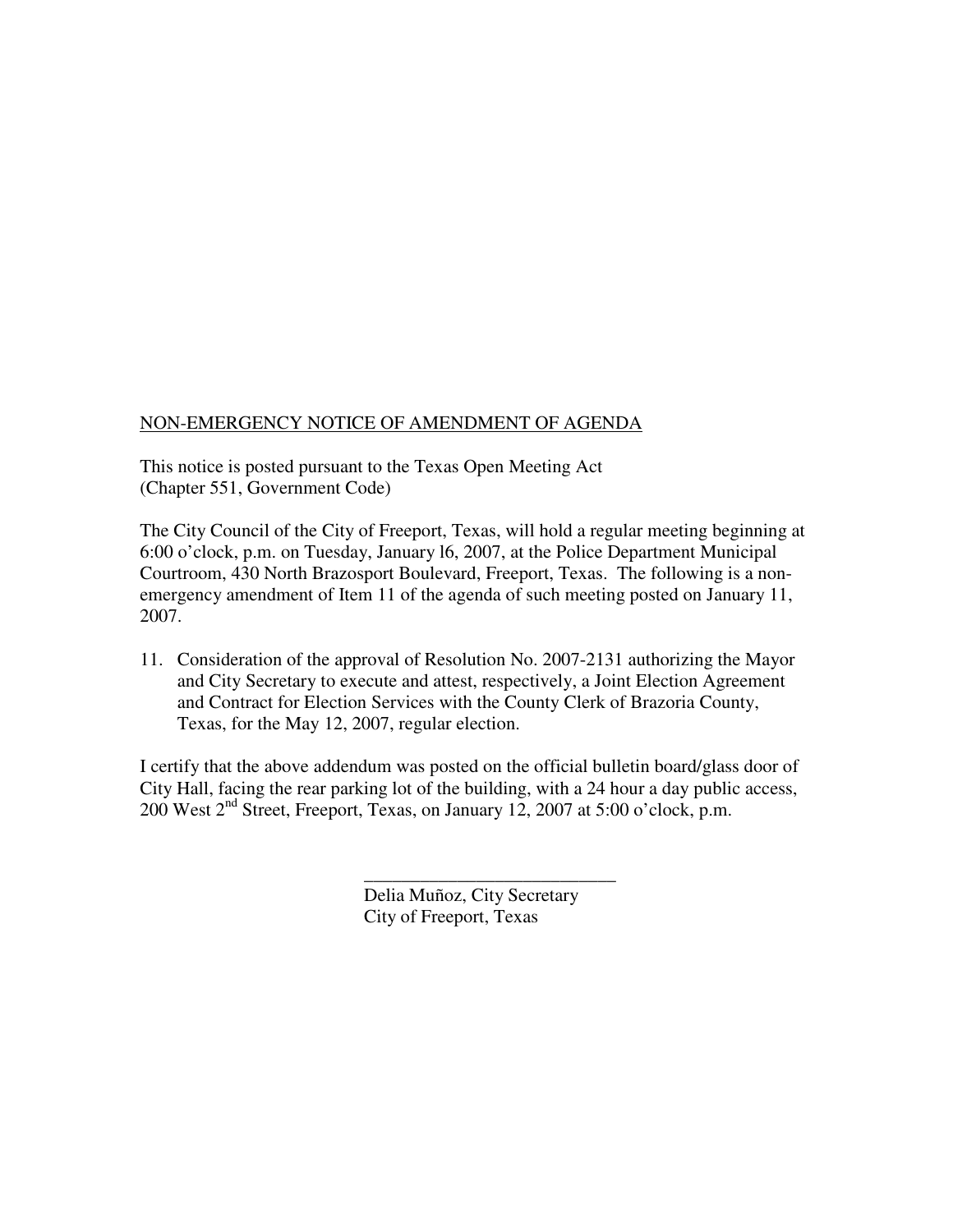<u>NON-EMERGENCY NOTICE OF AMENDMENT OF AGENDA</u>

This notice is posted pursuant to the Texas Open Meeting Act
(Chapter 551, Government Code)

The City Council of the City of Freeport, Texas, will hold a regular meeting beginning at 6:00 o'clock, p.m. on Tuesday, January l6, 2007, at the Police Department Municipal Courtroom, 430 North Brazosport Boulevard, Freeport, Texas. The following is a non-emergency amendment of Item 11 of the agenda of such meeting posted on January 11, 2007.

11. Consideration of the approval of Resolution No. 2007-2131 authorizing the Mayor and City Secretary to execute and attest, respectively, a Joint Election Agreement and Contract for Election Services with the County Clerk of Brazoria County, Texas, for the May 12, 2007, regular election.

I certify that the above addendum was posted on the official bulletin board/glass door of City Hall, facing the rear parking lot of the building, with a 24 hour a day public access, 200 West 2nd Street, Freeport, Texas, on January 12, 2007 at 5:00 o'clock, p.m.

\_\_\_\_\_\_\_\_\_\_\_\_\_\_\_\_\_\_\_\_\_\_\_\_\_\_\_
Delia Muñoz, City Secretary
City of Freeport, Texas